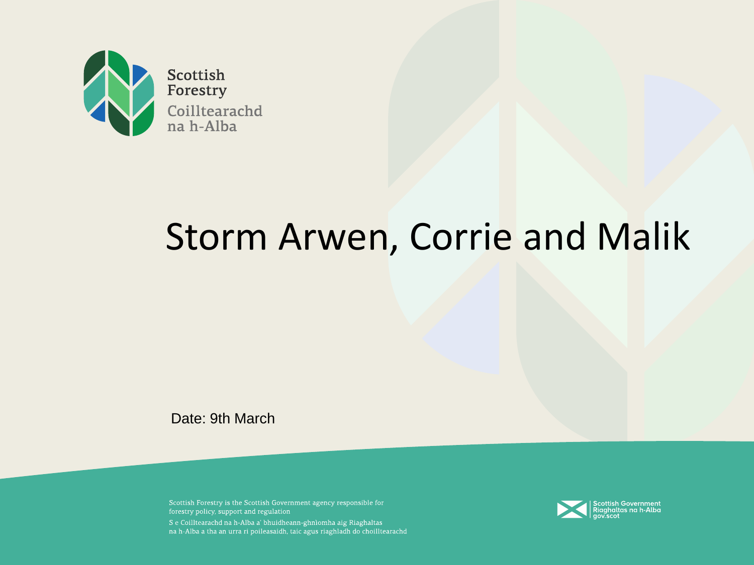Scottish Forestry
Coilltearachd na h-Alba

# Storm Arwen, Corrie and Malik

Date: 9th March

Scottish Forestry is the Scottish Government agency responsible for forestry policy, support and regulation

S e Coilltearachd na h-Alba a' bhuidheann-ghnìomha aig Riaghaltas na h-Alba a tha an urra ri poileasaidh, taic agus riaghladh do choilltearachd

Scottish Government
Riaghaltas na h-Alba
gov.scot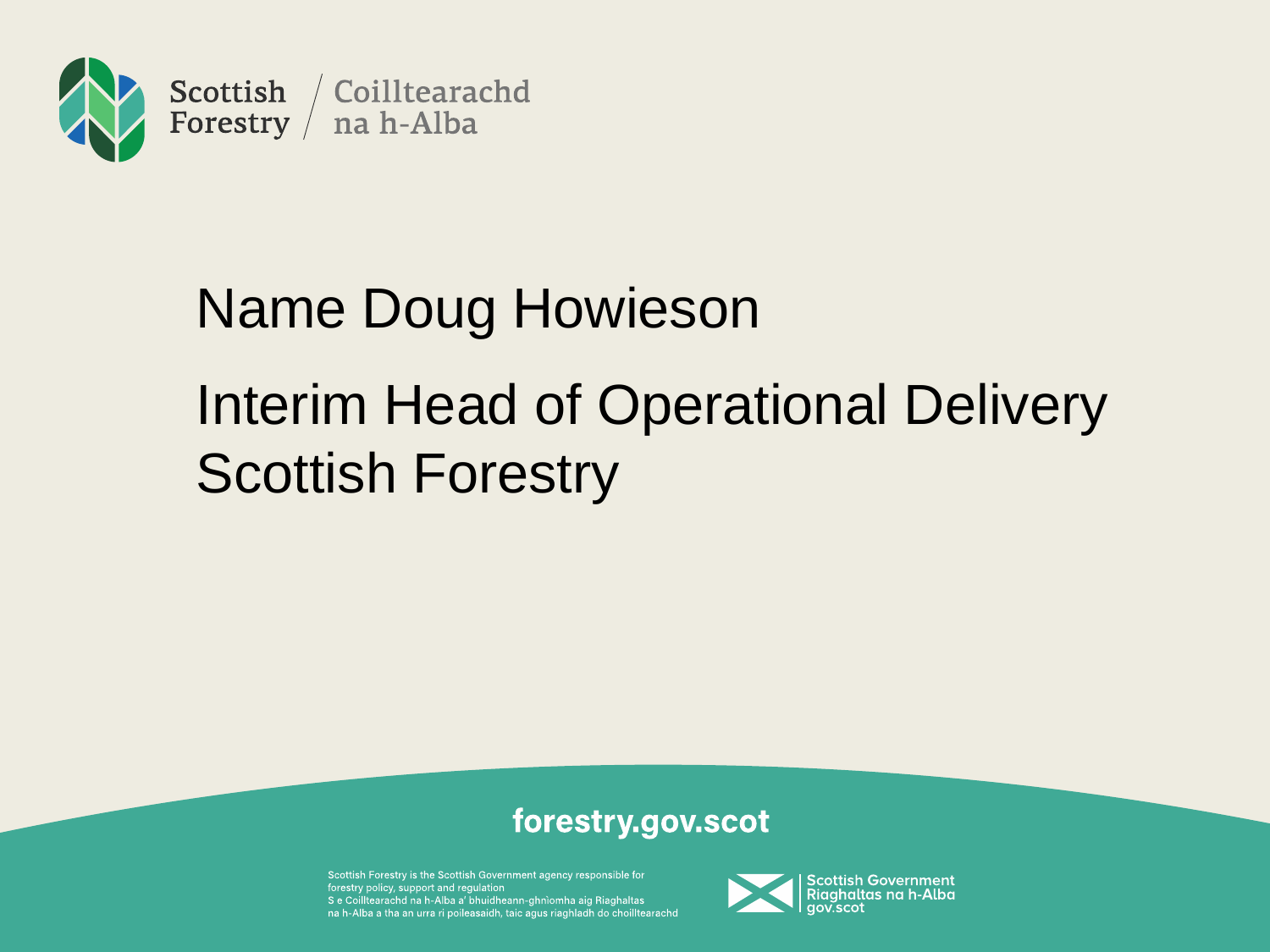Scottish Forestry / Coilltearachd na h-Alba

# Name Doug Howieson

## Interim Head of Operational Delivery Scottish Forestry

forestry.gov.scot

Scottish Forestry is the Scottish Government agency responsible for forestry policy, support and regulation
S e Coilltearachd na h-Alba a' bhuidheann-ghnìomha aig Riaghaltas na h-Alba a tha an urra ri poileasaidh, taic agus riaghladh do choilltearachd

Scottish Government
Riaghaltas na h-Alba
gov.scot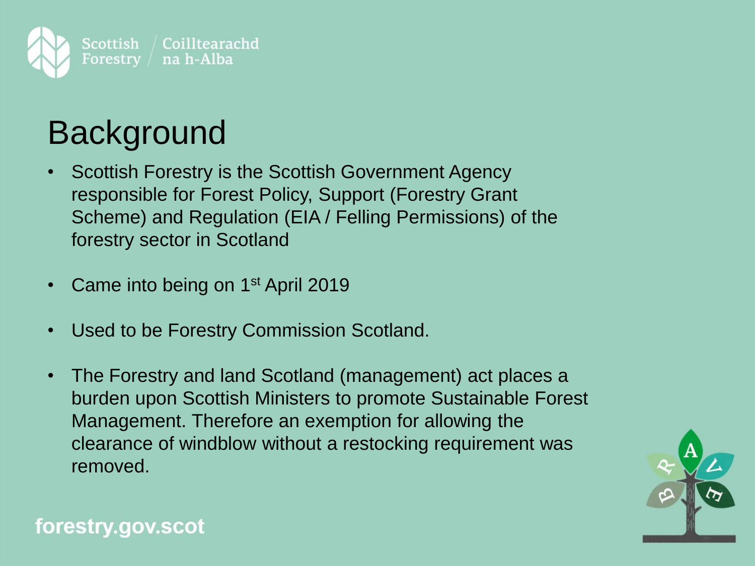# Background

- Scottish Forestry is the Scottish Government Agency responsible for Forest Policy, Support (Forestry Grant Scheme) and Regulation (EIA / Felling Permissions) of the forestry sector in Scotland
- Came into being on 1st April 2019
- Used to be Forestry Commission Scotland.
- The Forestry and land Scotland (management) act places a burden upon Scottish Ministers to promote Sustainable Forest Management. Therefore an exemption for allowing the clearance of windblow without a restocking requirement was removed.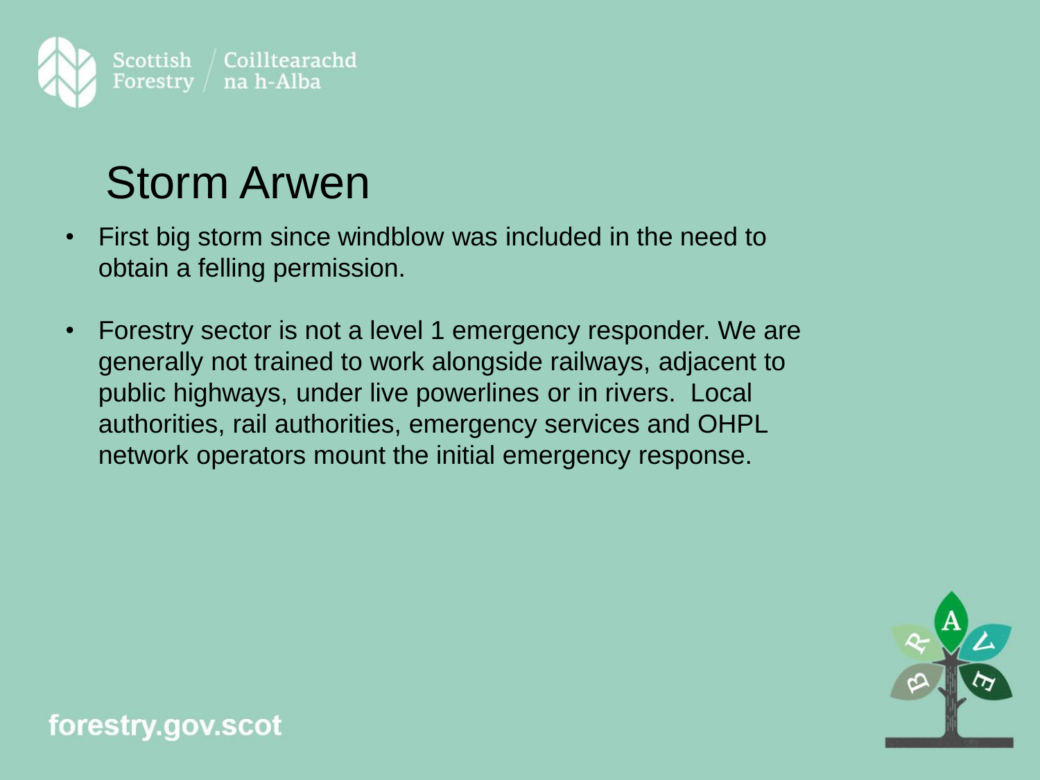# Storm Arwen

- First big storm since windblow was included in the need to obtain a felling permission.

- Forestry sector is not a level 1 emergency responder. We are generally not trained to work alongside railways, adjacent to public highways, under live powerlines or in rivers.  Local authorities, rail authorities, emergency services and OHPL network operators mount the initial emergency response.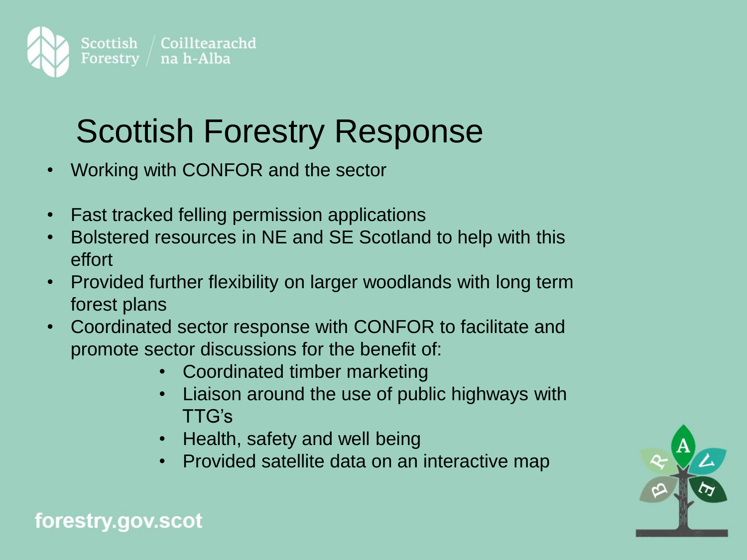# Scottish Forestry Response

- Working with CONFOR and the sector

- Fast tracked felling permission applications
- Bolstered resources in NE and SE Scotland to help with this effort
- Provided further flexibility on larger woodlands with long term forest plans
- Coordinated sector response with CONFOR to facilitate and promote sector discussions for the benefit of:
  - Coordinated timber marketing
  - Liaison around the use of public highways with TTG's
  - Health, safety and well being
  - Provided satellite data on an interactive map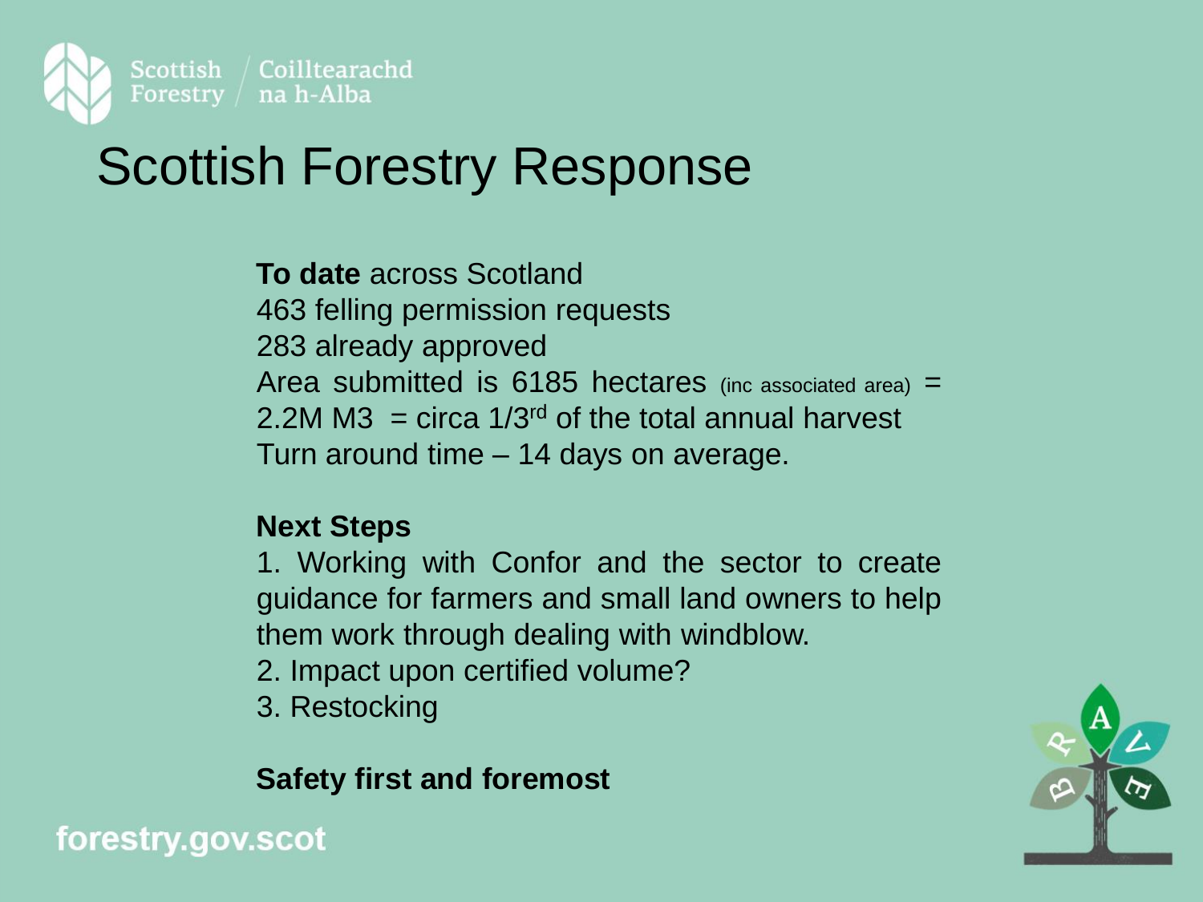# Scottish Forestry Response

**To date** across Scotland
463 felling permission requests
283 already approved
Area submitted is 6185 hectares (inc associated area) = 2.2M M3 = circa 1/3rd of the total annual harvest
Turn around time – 14 days on average.

**Next Steps**

1. Working with Confor and the sector to create guidance for farmers and small land owners to help them work through dealing with windblow.
2. Impact upon certified volume?
3. Restocking

**Safety first and foremost**